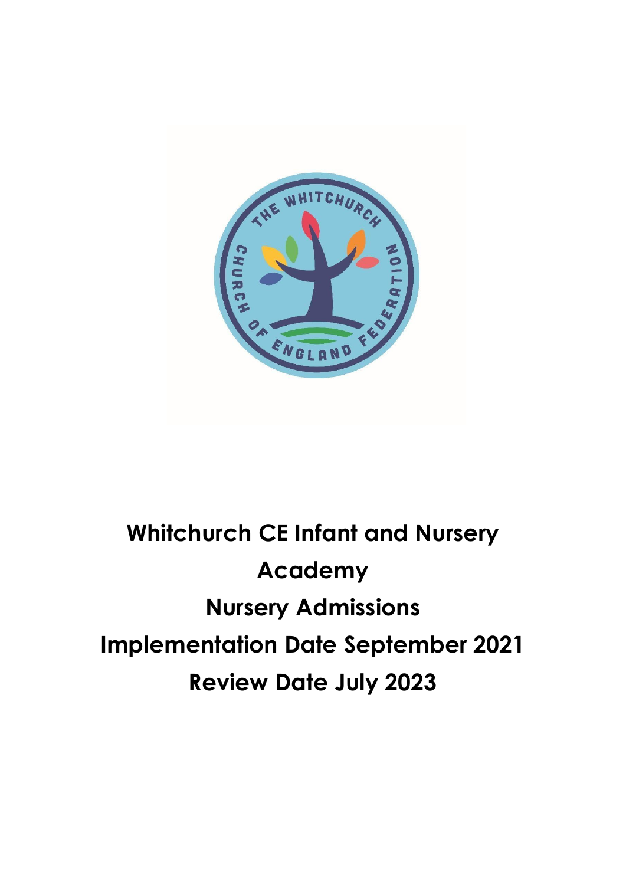# Whitchurch CE Infant and Nursery Academy

# Nursery Admissions

**Implementation Date September 2021**

**Review Date July 2023**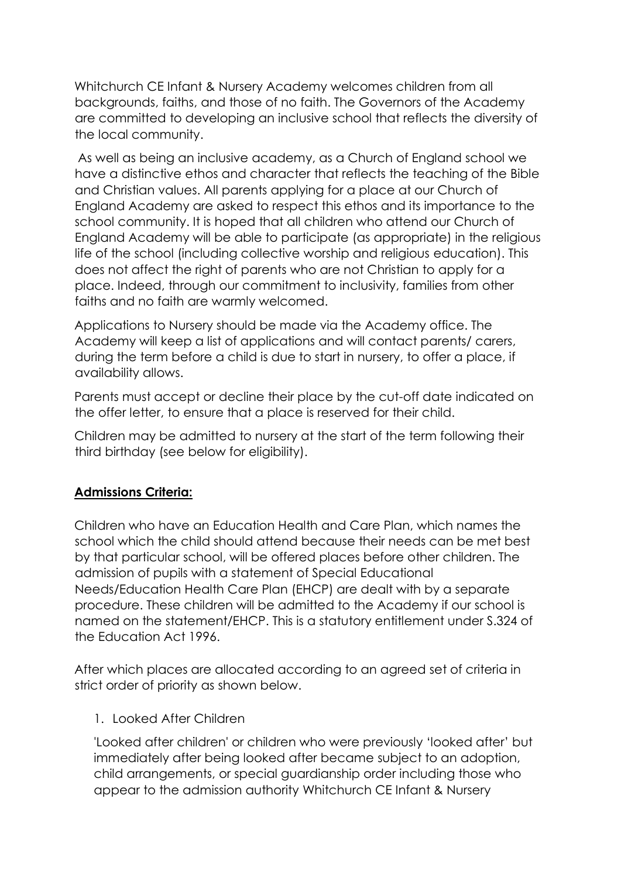Whitchurch CE Infant & Nursery Academy welcomes children from all backgrounds, faiths, and those of no faith. The Governors of the Academy are committed to developing an inclusive school that reflects the diversity of the local community.

As well as being an inclusive academy, as a Church of England school we have a distinctive ethos and character that reflects the teaching of the Bible and Christian values. All parents applying for a place at our Church of England Academy are asked to respect this ethos and its importance to the school community. It is hoped that all children who attend our Church of England Academy will be able to participate (as appropriate) in the religious life of the school (including collective worship and religious education). This does not affect the right of parents who are not Christian to apply for a place. Indeed, through our commitment to inclusivity, families from other faiths and no faith are warmly welcomed.

Applications to Nursery should be made via the Academy office. The Academy will keep a list of applications and will contact parents/ carers, during the term before a child is due to start in nursery, to offer a place, if availability allows.

Parents must accept or decline their place by the cut-off date indicated on the offer letter, to ensure that a place is reserved for their child.

Children may be admitted to nursery at the start of the term following their third birthday (see below for eligibility).

**Admissions Criteria:**

Children who have an Education Health and Care Plan, which names the school which the child should attend because their needs can be met best by that particular school, will be offered places before other children. The admission of pupils with a statement of Special Educational Needs/Education Health Care Plan (EHCP) are dealt with by a separate procedure. These children will be admitted to the Academy if our school is named on the statement/EHCP. This is a statutory entitlement under S.324 of the Education Act 1996.

After which places are allocated according to an agreed set of criteria in strict order of priority as shown below.

1. Looked After Children

   'Looked after children' or children who were previously 'looked after' but immediately after being looked after became subject to an adoption, child arrangements, or special guardianship order including those who appear to the admission authority Whitchurch CE Infant & Nursery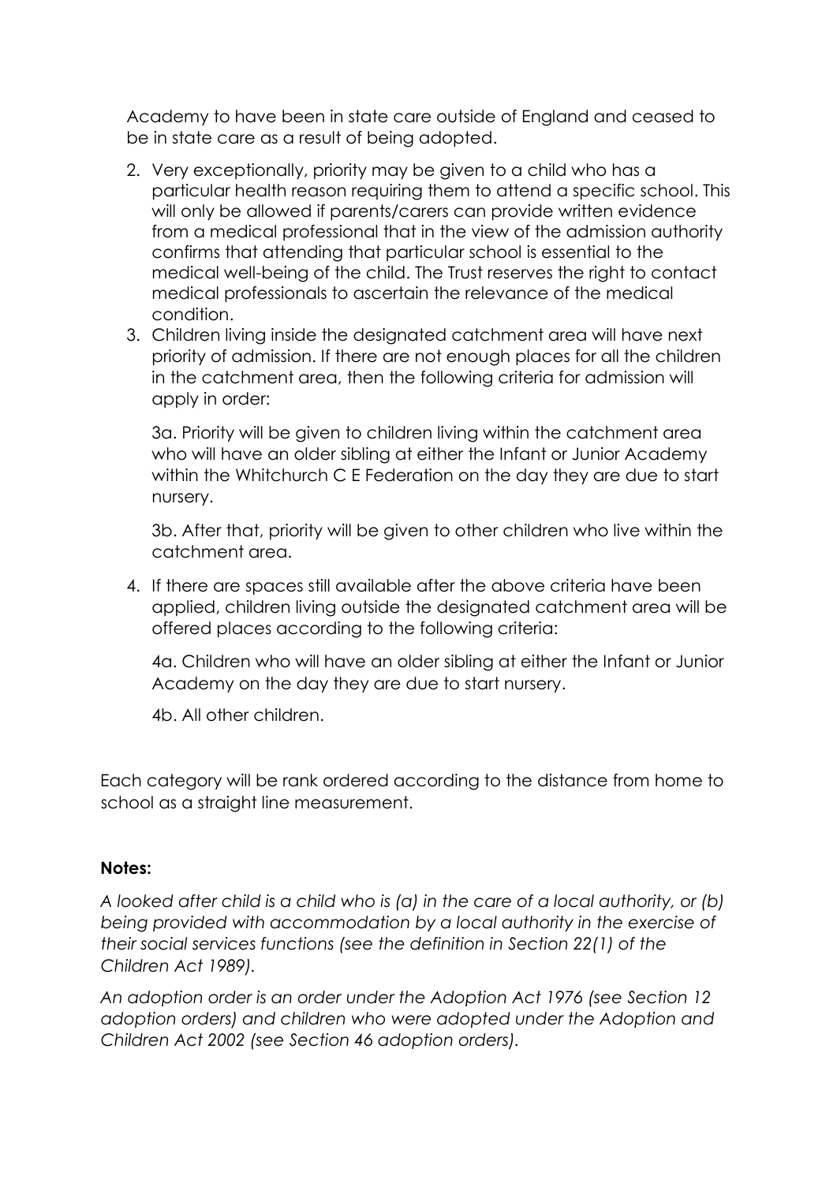Academy to have been in state care outside of England and ceased to be in state care as a result of being adopted.

2. Very exceptionally, priority may be given to a child who has a particular health reason requiring them to attend a specific school. This will only be allowed if parents/carers can provide written evidence from a medical professional that in the view of the admission authority confirms that attending that particular school is essential to the medical well-being of the child. The Trust reserves the right to contact medical professionals to ascertain the relevance of the medical condition.
3. Children living inside the designated catchment area will have next priority of admission. If there are not enough places for all the children in the catchment area, then the following criteria for admission will apply in order:

   3a. Priority will be given to children living within the catchment area who will have an older sibling at either the Infant or Junior Academy within the Whitchurch C E Federation on the day they are due to start nursery.

   3b. After that, priority will be given to other children who live within the catchment area.

4. If there are spaces still available after the above criteria have been applied, children living outside the designated catchment area will be offered places according to the following criteria:

   4a. Children who will have an older sibling at either the Infant or Junior Academy on the day they are due to start nursery.

   4b. All other children.

Each category will be rank ordered according to the distance from home to school as a straight line measurement.

**Notes:**

*A looked after child is a child who is (a) in the care of a local authority, or (b) being provided with accommodation by a local authority in the exercise of their social services functions (see the definition in Section 22(1) of the Children Act 1989).*

*An adoption order is an order under the Adoption Act 1976 (see Section 12 adoption orders) and children who were adopted under the Adoption and Children Act 2002 (see Section 46 adoption orders).*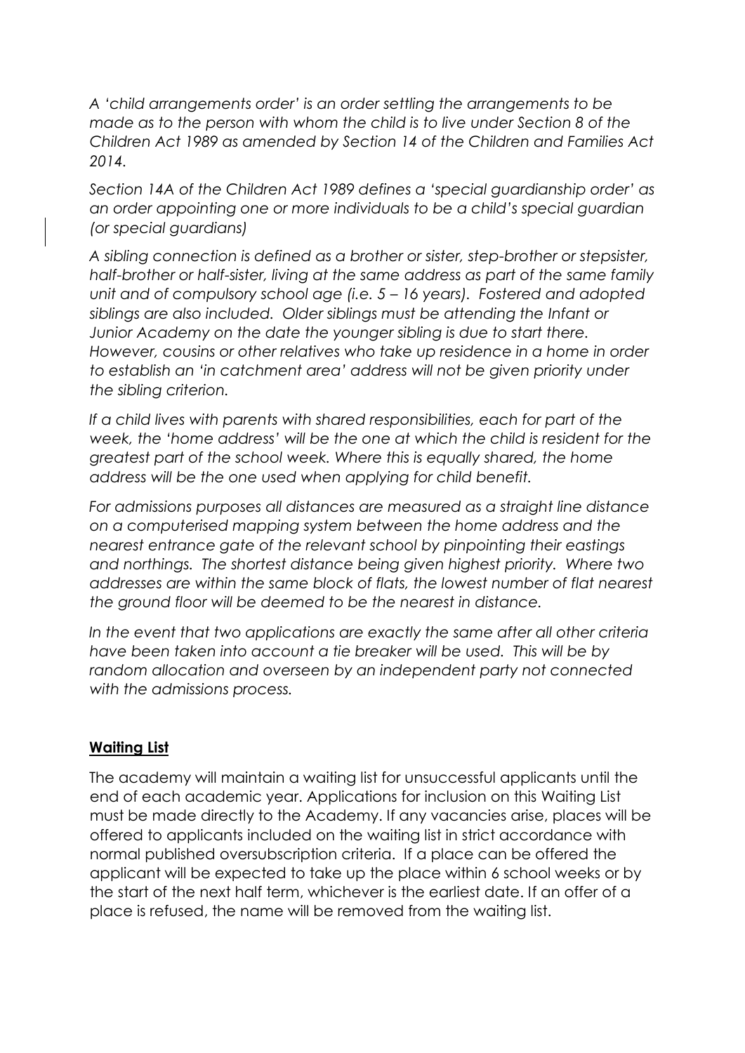*A 'child arrangements order' is an order settling the arrangements to be made as to the person with whom the child is to live under Section 8 of the Children Act 1989 as amended by Section 14 of the Children and Families Act 2014.*

*Section 14A of the Children Act 1989 defines a 'special guardianship order' as an order appointing one or more individuals to be a child's special guardian (or special guardians)*

*A sibling connection is defined as a brother or sister, step-brother or stepsister, half-brother or half-sister, living at the same address as part of the same family unit and of compulsory school age (i.e. 5 – 16 years). Fostered and adopted siblings are also included. Older siblings must be attending the Infant or Junior Academy on the date the younger sibling is due to start there. However, cousins or other relatives who take up residence in a home in order to establish an 'in catchment area' address will not be given priority under the sibling criterion.*

*If a child lives with parents with shared responsibilities, each for part of the week, the 'home address' will be the one at which the child is resident for the greatest part of the school week. Where this is equally shared, the home address will be the one used when applying for child benefit.*

*For admissions purposes all distances are measured as a straight line distance on a computerised mapping system between the home address and the nearest entrance gate of the relevant school by pinpointing their eastings and northings. The shortest distance being given highest priority. Where two addresses are within the same block of flats, the lowest number of flat nearest the ground floor will be deemed to be the nearest in distance.*

*In the event that two applications are exactly the same after all other criteria have been taken into account a tie breaker will be used. This will be by random allocation and overseen by an independent party not connected with the admissions process.*

## **<u>Waiting List</u>**

The academy will maintain a waiting list for unsuccessful applicants until the end of each academic year. Applications for inclusion on this Waiting List must be made directly to the Academy. If any vacancies arise, places will be offered to applicants included on the waiting list in strict accordance with normal published oversubscription criteria. If a place can be offered the applicant will be expected to take up the place within 6 school weeks or by the start of the next half term, whichever is the earliest date. If an offer of a place is refused, the name will be removed from the waiting list.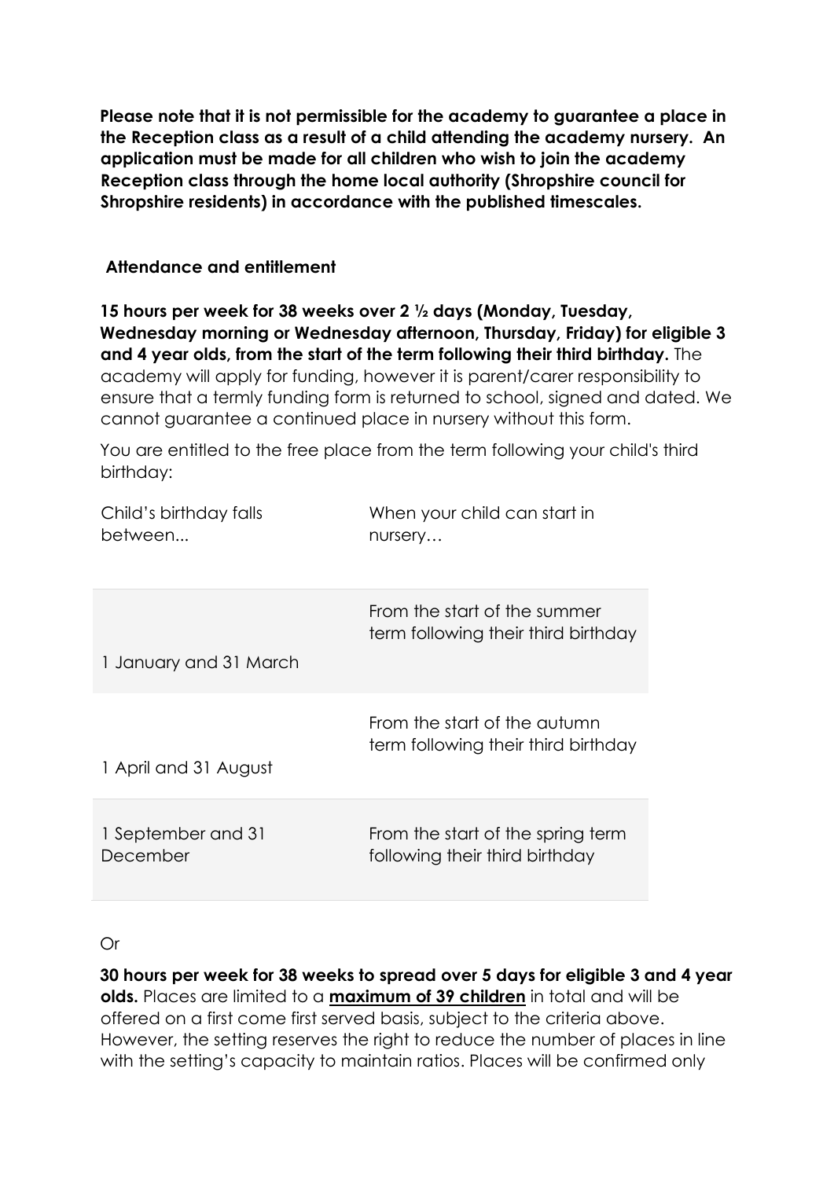**Please note that it is not permissible for the academy to guarantee a place in the Reception class as a result of a child attending the academy nursery. An application must be made for all children who wish to join the academy Reception class through the home local authority (Shropshire council for Shropshire residents) in accordance with the published timescales.**

## Attendance and entitlement

**15 hours per week for 38 weeks over 2 ½ days (Monday, Tuesday, Wednesday morning or Wednesday afternoon, Thursday, Friday) for eligible 3 and 4 year olds, from the start of the term following their third birthday.** The academy will apply for funding, however it is parent/carer responsibility to ensure that a termly funding form is returned to school, signed and dated. We cannot guarantee a continued place in nursery without this form.

You are entitled to the free place from the term following your child's third birthday:

| Child's birthday falls between... | When your child can start in nursery… |
|---|---|
| 1 January and 31 March | From the start of the summer term following their third birthday |
| 1 April and 31 August | From the start of the autumn term following their third birthday |
| 1 September and 31 December | From the start of the spring term following their third birthday |

Or

**30 hours per week for 38 weeks to spread over 5 days for eligible 3 and 4 year olds.** Places are limited to a **maximum of 39 children** in total and will be offered on a first come first served basis, subject to the criteria above. However, the setting reserves the right to reduce the number of places in line with the setting's capacity to maintain ratios. Places will be confirmed only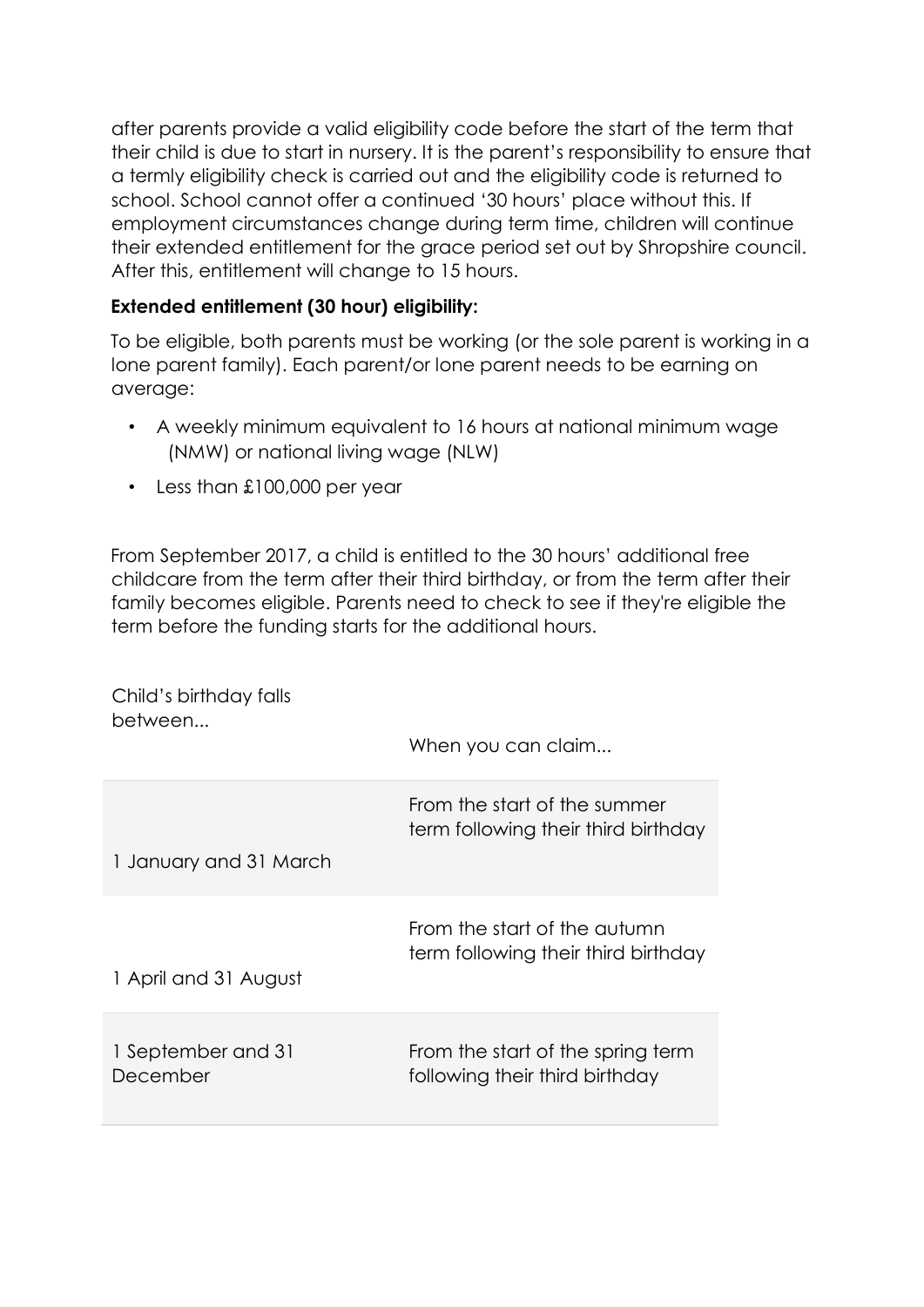after parents provide a valid eligibility code before the start of the term that their child is due to start in nursery. It is the parent's responsibility to ensure that a termly eligibility check is carried out and the eligibility code is returned to school. School cannot offer a continued '30 hours' place without this. If employment circumstances change during term time, children will continue their extended entitlement for the grace period set out by Shropshire council. After this, entitlement will change to 15 hours.

**Extended entitlement (30 hour) eligibility:**

To be eligible, both parents must be working (or the sole parent is working in a lone parent family). Each parent/or lone parent needs to be earning on average:

- A weekly minimum equivalent to 16 hours at national minimum wage (NMW) or national living wage (NLW)
- Less than £100,000 per year

From September 2017, a child is entitled to the 30 hours' additional free childcare from the term after their third birthday, or from the term after their family becomes eligible. Parents need to check to see if they're eligible the term before the funding starts for the additional hours.

| Child's birthday falls between... | When you can claim... |
|---|---|
| 1 January and 31 March | From the start of the summer term following their third birthday |
| 1 April and 31 August | From the start of the autumn term following their third birthday |
| 1 September and 31 December | From the start of the spring term following their third birthday |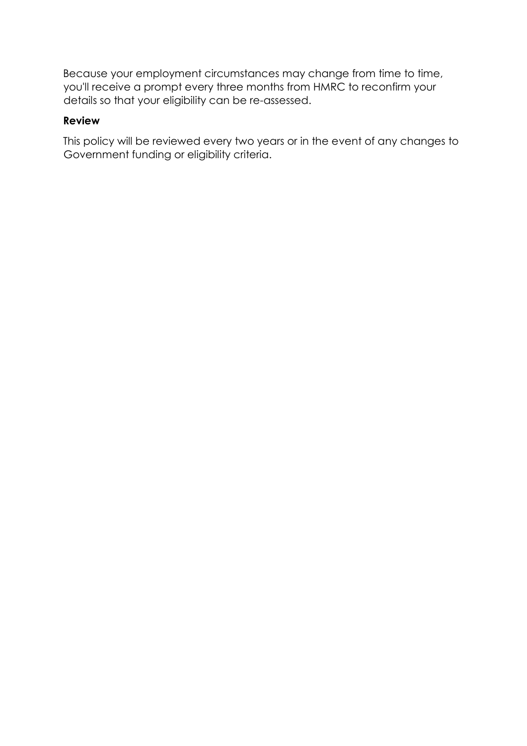Because your employment circumstances may change from time to time, you'll receive a prompt every three months from HMRC to reconfirm your details so that your eligibility can be re-assessed.

**Review**

This policy will be reviewed every two years or in the event of any changes to Government funding or eligibility criteria.